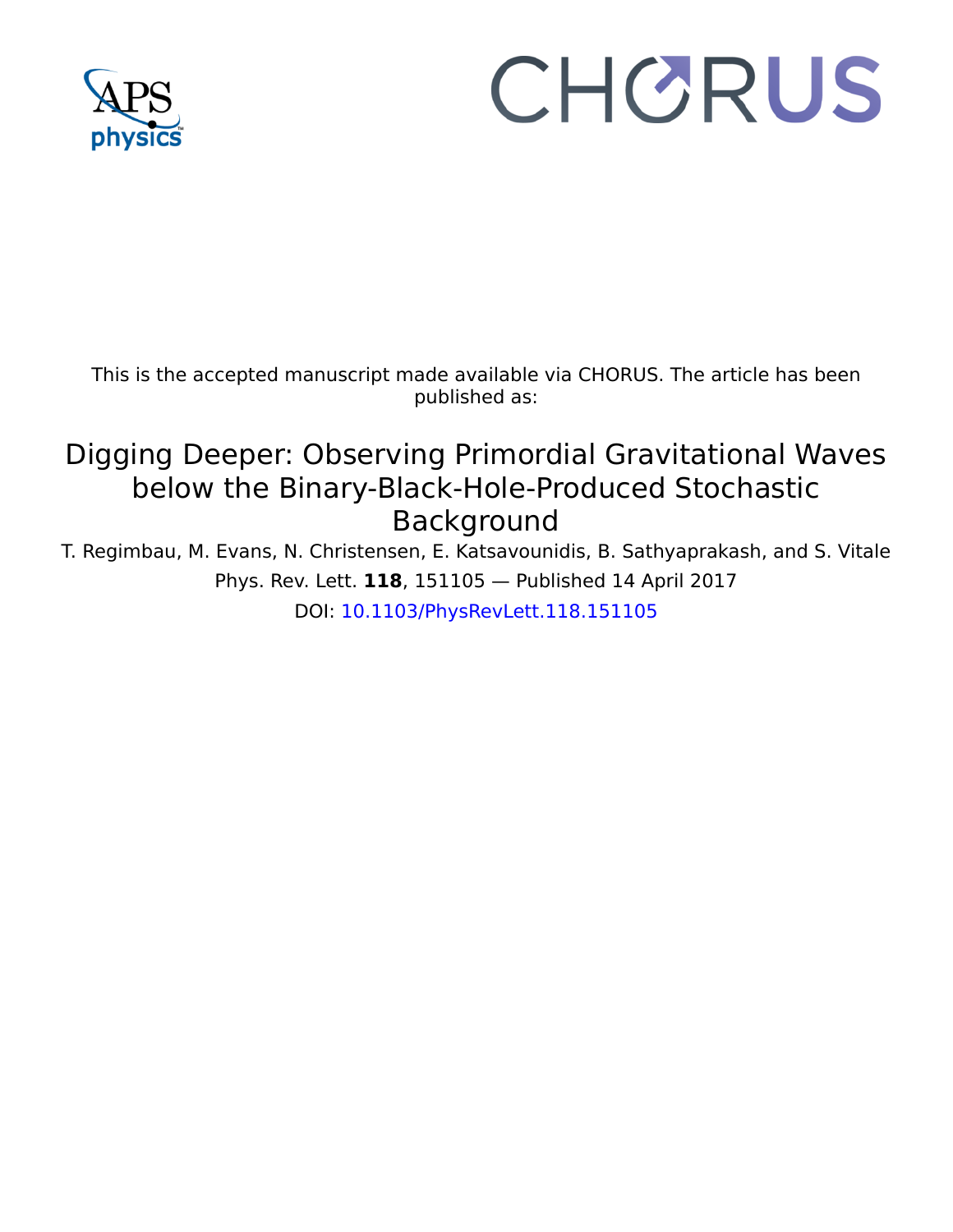This is the accepted manuscript made available via CHORUS. The article has been published as:

# Digging Deeper: Observing Primordial Gravitational Waves below the Binary-Black-Hole-Produced Stochastic Background

T. Regimbau, M. Evans, N. Christensen, E. Katsavounidis, B. Sathyaprakash, and S. Vitale

Phys. Rev. Lett. **118**, 151105 — Published 14 April 2017

DOI: 10.1103/PhysRevLett.118.151105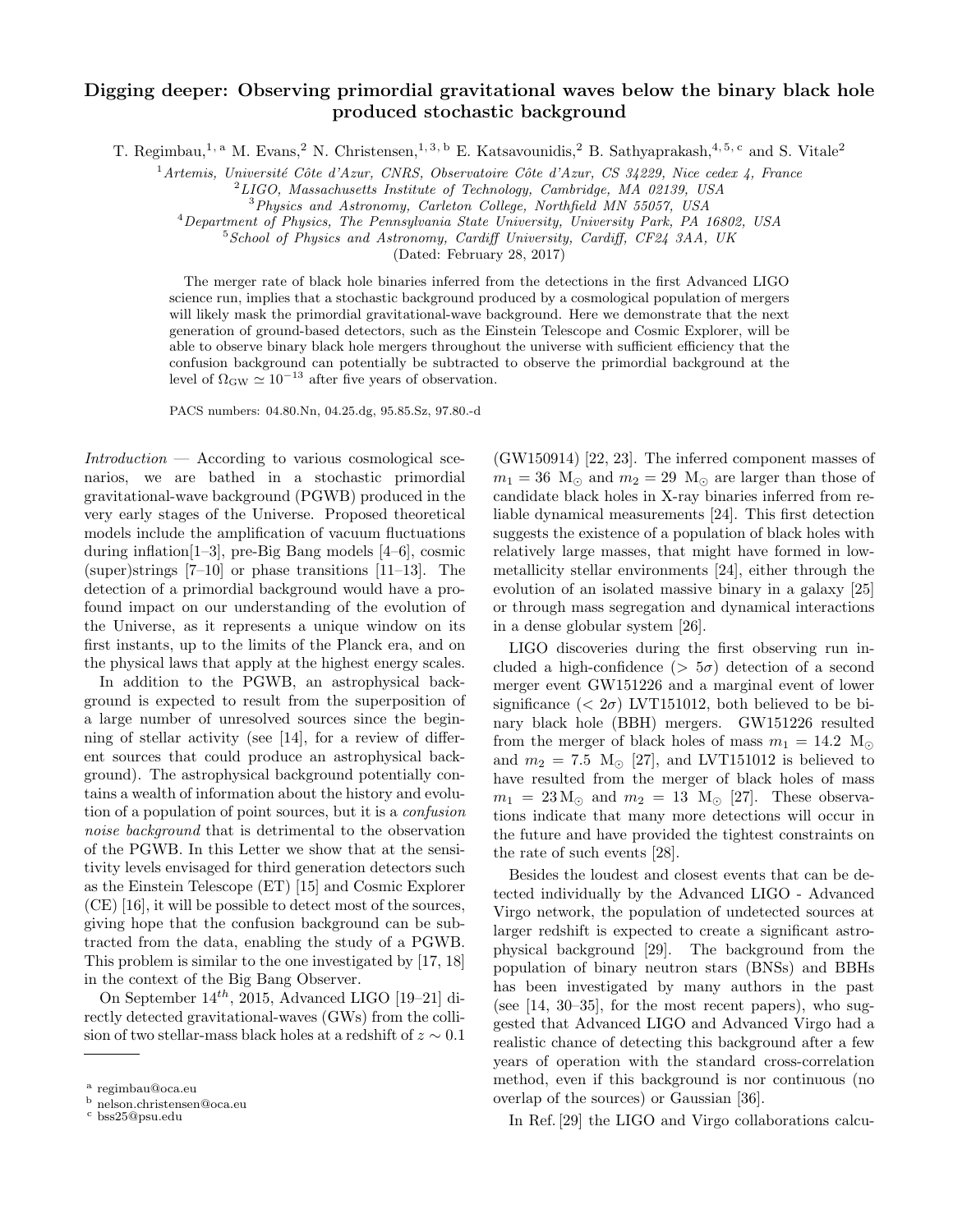# Digging deeper: Observing primordial gravitational waves below the binary black hole produced stochastic background

T. Regimbau,[1, a] M. Evans,[2] N. Christensen,[1, 3, b] E. Katsavounidis,[2] B. Sathyaprakash,[4, 5, c] and S. Vitale[2]

[1] *Artemis, Université Côte d'Azur, CNRS, Observatoire Côte d'Azur, CS 34229, Nice cedex 4, France*
[2] *LIGO, Massachusetts Institute of Technology, Cambridge, MA 02139, USA*
[3] *Physics and Astronomy, Carleton College, Northfield MN 55057, USA*
[4] *Department of Physics, The Pennsylvania State University, University Park, PA 16802, USA*
[5] *School of Physics and Astronomy, Cardiff University, Cardiff, CF24 3AA, UK*

(Dated: February 28, 2017)

The merger rate of black hole binaries inferred from the detections in the first Advanced LIGO science run, implies that a stochastic background produced by a cosmological population of mergers will likely mask the primordial gravitational-wave background. Here we demonstrate that the next generation of ground-based detectors, such as the Einstein Telescope and Cosmic Explorer, will be able to observe binary black hole mergers throughout the universe with sufficient efficiency that the confusion background can potentially be subtracted to observe the primordial background at the level of $\Omega_{\rm GW} \simeq 10^{-13}$ after five years of observation.

PACS numbers: 04.80.Nn, 04.25.dg, 95.85.Sz, 97.80.-d

*Introduction* — According to various cosmological scenarios, we are bathed in a stochastic primordial gravitational-wave background (PGWB) produced in the very early stages of the Universe. Proposed theoretical models include the amplification of vacuum fluctuations during inflation[1–3], pre-Big Bang models [4–6], cosmic (super)strings [7–10] or phase transitions [11–13]. The detection of a primordial background would have a profound impact on our understanding of the evolution of the Universe, as it represents a unique window on its first instants, up to the limits of the Planck era, and on the physical laws that apply at the highest energy scales.

In addition to the PGWB, an astrophysical background is expected to result from the superposition of a large number of unresolved sources since the beginning of stellar activity (see [14], for a review of different sources that could produce an astrophysical background). The astrophysical background potentially contains a wealth of information about the history and evolution of a population of point sources, but it is a *confusion noise background* that is detrimental to the observation of the PGWB. In this Letter we show that at the sensitivity levels envisaged for third generation detectors such as the Einstein Telescope (ET) [15] and Cosmic Explorer (CE) [16], it will be possible to detect most of the sources, giving hope that the confusion background can be subtracted from the data, enabling the study of a PGWB. This problem is similar to the one investigated by [17, 18] in the context of the Big Bang Observer.

On September $14^{th}$, 2015, Advanced LIGO [19–21] directly detected gravitational-waves (GWs) from the collision of two stellar-mass black holes at a redshift of $z \sim 0.1$ (GW150914) [22, 23]. The inferred component masses of $m_1 = 36\ \mathrm{M}_\odot$ and $m_2 = 29\ \mathrm{M}_\odot$ are larger than those of candidate black holes in X-ray binaries inferred from reliable dynamical measurements [24]. This first detection suggests the existence of a population of black holes with relatively large masses, that might have formed in low-metallicity stellar environments [24], either through the evolution of an isolated massive binary in a galaxy [25] or through mass segregation and dynamical interactions in a dense globular system [26].

LIGO discoveries during the first observing run included a high-confidence ($> 5\sigma$) detection of a second merger event GW151226 and a marginal event of lower significance ($< 2\sigma$) LVT151012, both believed to be binary black hole (BBH) mergers. GW151226 resulted from the merger of black holes of mass $m_1 = 14.2\ \mathrm{M}_\odot$ and $m_2 = 7.5\ \mathrm{M}_\odot$ [27], and LVT151012 is believed to have resulted from the merger of black holes of mass $m_1 = 23\,\mathrm{M}_\odot$ and $m_2 = 13\ \mathrm{M}_\odot$ [27]. These observations indicate that many more detections will occur in the future and have provided the tightest constraints on the rate of such events [28].

Besides the loudest and closest events that can be detected individually by the Advanced LIGO - Advanced Virgo network, the population of undetected sources at larger redshift is expected to create a significant astrophysical background [29]. The background from the population of binary neutron stars (BNSs) and BBHs has been investigated by many authors in the past (see [14, 30–35], for the most recent papers), who suggested that Advanced LIGO and Advanced Virgo had a realistic chance of detecting this background after a few years of operation with the standard cross-correlation method, even if this background is nor continuous (no overlap of the sources) or Gaussian [36].

In Ref. [29] the LIGO and Virgo collaborations calcu-

[a] regimbau@oca.eu
[b] nelson.christensen@oca.eu
[c] bss25@psu.edu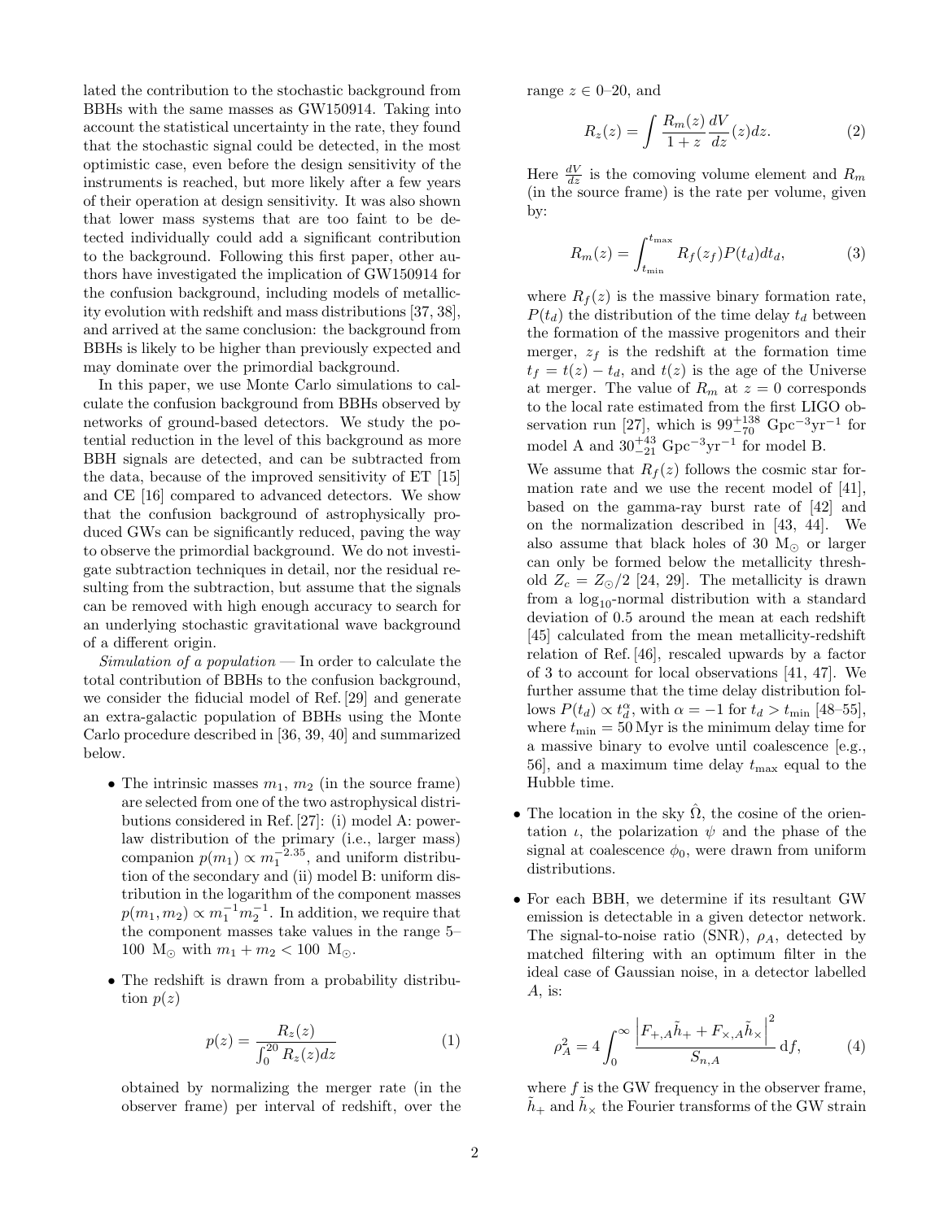lated the contribution to the stochastic background from BBHs with the same masses as GW150914. Taking into account the statistical uncertainty in the rate, they found that the stochastic signal could be detected, in the most optimistic case, even before the design sensitivity of the instruments is reached, but more likely after a few years of their operation at design sensitivity. It was also shown that lower mass systems that are too faint to be detected individually could add a significant contribution to the background. Following this first paper, other authors have investigated the implication of GW150914 for the confusion background, including models of metallicity evolution with redshift and mass distributions [37, 38], and arrived at the same conclusion: the background from BBHs is likely to be higher than previously expected and may dominate over the primordial background.

In this paper, we use Monte Carlo simulations to calculate the confusion background from BBHs observed by networks of ground-based detectors. We study the potential reduction in the level of this background as more BBH signals are detected, and can be subtracted from the data, because of the improved sensitivity of ET [15] and CE [16] compared to advanced detectors. We show that the confusion background of astrophysically produced GWs can be significantly reduced, paving the way to observe the primordial background. We do not investigate subtraction techniques in detail, nor the residual resulting from the subtraction, but assume that the signals can be removed with high enough accuracy to search for an underlying stochastic gravitational wave background of a different origin.

*Simulation of a population* — In order to calculate the total contribution of BBHs to the confusion background, we consider the fiducial model of Ref. [29] and generate an extra-galactic population of BBHs using the Monte Carlo procedure described in [36, 39, 40] and summarized below.

- The intrinsic masses $m_1$, $m_2$ (in the source frame) are selected from one of the two astrophysical distributions considered in Ref. [27]: (i) model A: power-law distribution of the primary (i.e., larger mass) companion $p(m_1) \propto m_1^{-2.35}$, and uniform distribution of the secondary and (ii) model B: uniform distribution in the logarithm of the component masses $p(m_1, m_2) \propto m_1^{-1} m_2^{-1}$. In addition, we require that the component masses take values in the range 5–100 $\mathrm{M}_\odot$ with $m_1 + m_2 < 100$ $\mathrm{M}_\odot$.

- The redshift is drawn from a probability distribution $p(z)$

$$p(z) = \frac{R_z(z)}{\int_0^{20} R_z(z) dz} \tag{1}$$

obtained by normalizing the merger rate (in the observer frame) per interval of redshift, over the range $z \in 0$–20, and

$$R_z(z) = \int \frac{R_m(z)}{1+z} \frac{dV}{dz}(z) dz. \tag{2}$$

Here $\frac{dV}{dz}$ is the comoving volume element and $R_m$ (in the source frame) is the rate per volume, given by:

$$R_m(z) = \int_{t_{\min}}^{t_{\max}} R_f(z_f) P(t_d) dt_d, \tag{3}$$

where $R_f(z)$ is the massive binary formation rate, $P(t_d)$ the distribution of the time delay $t_d$ between the formation of the massive progenitors and their merger, $z_f$ is the redshift at the formation time $t_f = t(z) - t_d$, and $t(z)$ is the age of the Universe at merger. The value of $R_m$ at $z = 0$ corresponds to the local rate estimated from the first LIGO observation run [27], which is $99^{+138}_{-70}$ $\mathrm{Gpc}^{-3}\mathrm{yr}^{-1}$ for model A and $30^{+43}_{-21}$ $\mathrm{Gpc}^{-3}\mathrm{yr}^{-1}$ for model B.

We assume that $R_f(z)$ follows the cosmic star formation rate and we use the recent model of [41], based on the gamma-ray burst rate of [42] and on the normalization described in [43, 44]. We also assume that black holes of 30 $\mathrm{M}_\odot$ or larger can only be formed below the metallicity threshold $Z_c = Z_\odot/2$ [24, 29]. The metallicity is drawn from a $\log_{10}$-normal distribution with a standard deviation of 0.5 around the mean at each redshift [45] calculated from the mean metallicity-redshift relation of Ref. [46], rescaled upwards by a factor of 3 to account for local observations [41, 47]. We further assume that the time delay distribution follows $P(t_d) \propto t_d^{\alpha}$, with $\alpha = -1$ for $t_d > t_{\min}$ [48–55], where $t_{\min} = 50$ Myr is the minimum delay time for a massive binary to evolve until coalescence [e.g., 56], and a maximum time delay $t_{\max}$ equal to the Hubble time.

- The location in the sky $\hat{\Omega}$, the cosine of the orientation $\iota$, the polarization $\psi$ and the phase of the signal at coalescence $\phi_0$, were drawn from uniform distributions.

- For each BBH, we determine if its resultant GW emission is detectable in a given detector network. The signal-to-noise ratio (SNR), $\rho_A$, detected by matched filtering with an optimum filter in the ideal case of Gaussian noise, in a detector labelled $A$, is:

$$\rho_A^2 = 4 \int_0^{\infty} \frac{\left| F_{+,A} \tilde{h}_+ + F_{\times,A} \tilde{h}_\times \right|^2}{S_{n,A}} \mathrm{d}f, \tag{4}$$

where $f$ is the GW frequency in the observer frame, $\tilde{h}_+$ and $\tilde{h}_\times$ the Fourier transforms of the GW strain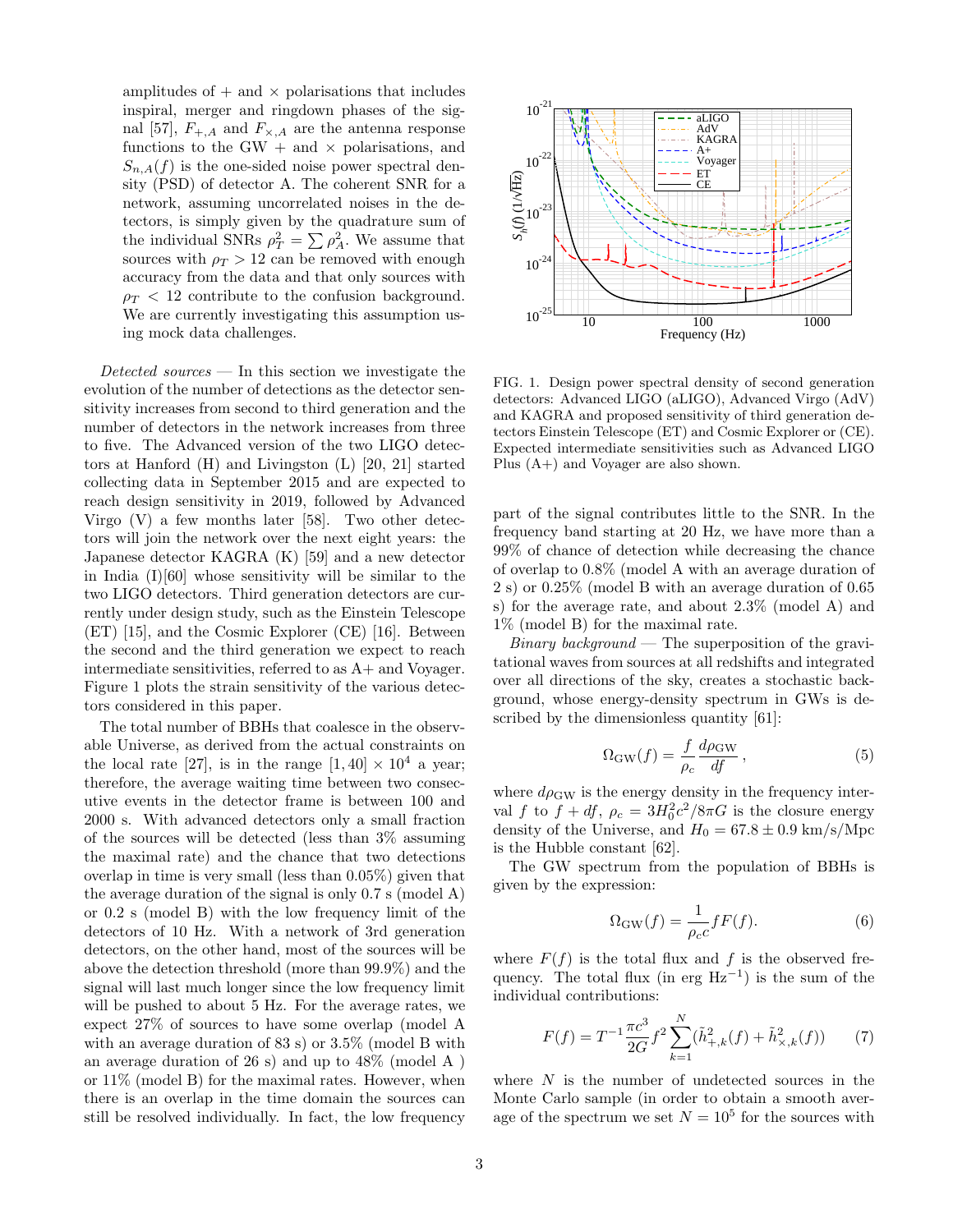amplitudes of + and × polarisations that includes inspiral, merger and ringdown phases of the signal [57], $F_{+,A}$ and $F_{\times,A}$ are the antenna response functions to the GW + and × polarisations, and $S_{n,A}(f)$ is the one-sided noise power spectral density (PSD) of detector A. The coherent SNR for a network, assuming uncorrelated noises in the detectors, is simply given by the quadrature sum of the individual SNRs $\rho_T^2 = \sum \rho_A^2$. We assume that sources with $\rho_T > 12$ can be removed with enough accuracy from the data and that only sources with $\rho_T < 12$ contribute to the confusion background. We are currently investigating this assumption using mock data challenges.

*Detected sources* — In this section we investigate the evolution of the number of detections as the detector sensitivity increases from second to third generation and the number of detectors in the network increases from three to five. The Advanced version of the two LIGO detectors at Hanford (H) and Livingston (L) [20, 21] started collecting data in September 2015 and are expected to reach design sensitivity in 2019, followed by Advanced Virgo (V) a few months later [58]. Two other detectors will join the network over the next eight years: the Japanese detector KAGRA (K) [59] and a new detector in India (I)[60] whose sensitivity will be similar to the two LIGO detectors. Third generation detectors are currently under design study, such as the Einstein Telescope (ET) [15], and the Cosmic Explorer (CE) [16]. Between the second and the third generation we expect to reach intermediate sensitivities, referred to as A+ and Voyager. Figure 1 plots the strain sensitivity of the various detectors considered in this paper.

The total number of BBHs that coalesce in the observable Universe, as derived from the actual constraints on the local rate [27], is in the range $[1, 40] \times 10^4$ a year; therefore, the average waiting time between two consecutive events in the detector frame is between 100 and 2000 s. With advanced detectors only a small fraction of the sources will be detected (less than 3% assuming the maximal rate) and the chance that two detections overlap in time is very small (less than 0.05%) given that the average duration of the signal is only 0.7 s (model A) or 0.2 s (model B) with the low frequency limit of the detectors of 10 Hz. With a network of 3rd generation detectors, on the other hand, most of the sources will be above the detection threshold (more than 99.9%) and the signal will last much longer since the low frequency limit will be pushed to about 5 Hz. For the average rates, we expect 27% of sources to have some overlap (model A with an average duration of 83 s) or 3.5% (model B with an average duration of 26 s) and up to 48% (model A ) or 11% (model B) for the maximal rates. However, when there is an overlap in the time domain the sources can still be resolved individually. In fact, the low frequency part of the signal contributes little to the SNR. In the frequency band starting at 20 Hz, we have more than a 99% of chance of detection while decreasing the chance of overlap to 0.8% (model A with an average duration of 2 s) or 0.25% (model B with an average duration of 0.65 s) for the average rate, and about 2.3% (model A) and 1% (model B) for the maximal rate.

FIG. 1. Design power spectral density of second generation detectors: Advanced LIGO (aLIGO), Advanced Virgo (AdV) and KAGRA and proposed sensitivity of third generation detectors Einstein Telescope (ET) and Cosmic Explorer or (CE). Expected intermediate sensitivities such as Advanced LIGO Plus (A+) and Voyager are also shown.

*Binary background* — The superposition of the gravitational waves from sources at all redshifts and integrated over all directions of the sky, creates a stochastic background, whose energy-density spectrum in GWs is described by the dimensionless quantity [61]:

$$\Omega_{\rm GW}(f) = \frac{f}{\rho_c}\frac{d\rho_{\rm GW}}{df}\,, \tag{5}$$

where $d\rho_{\rm GW}$ is the energy density in the frequency interval $f$ to $f + df$, $\rho_c = 3H_0^2c^2/8\pi G$ is the closure energy density of the Universe, and $H_0 = 67.8 \pm 0.9$ km/s/Mpc is the Hubble constant [62].

The GW spectrum from the population of BBHs is given by the expression:

$$\Omega_{\rm GW}(f) = \frac{1}{\rho_c c} f F(f). \tag{6}$$

where $F(f)$ is the total flux and $f$ is the observed frequency. The total flux (in erg Hz$^{-1}$) is the sum of the individual contributions:

$$F(f) = T^{-1}\frac{\pi c^3}{2G}f^2\sum_{k=1}^{N}(\tilde{h}_{+,k}^2(f) + \tilde{h}_{\times,k}^2(f)) \tag{7}$$

where $N$ is the number of undetected sources in the Monte Carlo sample (in order to obtain a smooth average of the spectrum we set $N = 10^5$ for the sources with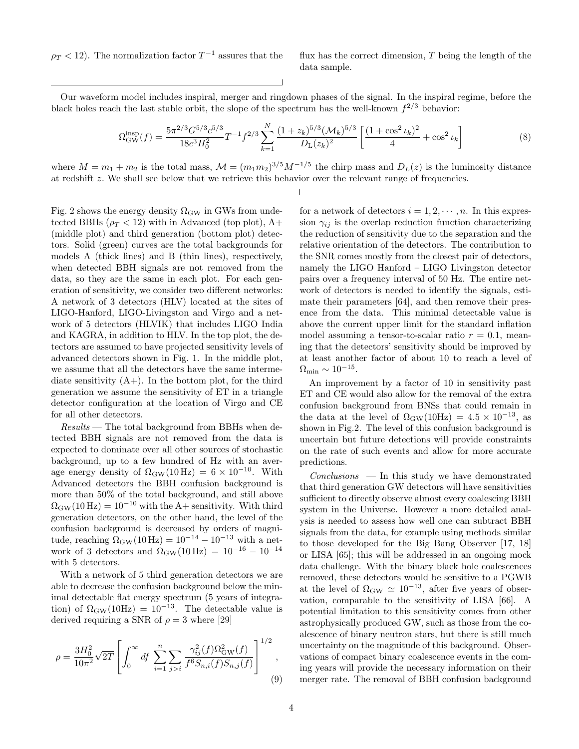$\rho_T < 12$). The normalization factor $T^{-1}$ assures that the flux has the correct dimension, $T$ being the length of the data sample.

Our waveform model includes inspiral, merger and ringdown phases of the signal. In the inspiral regime, before the black holes reach the last stable orbit, the slope of the spectrum has the well-known $f^{2/3}$ behavior:

$$\Omega_{\rm GW}^{\rm insp}(f) = \frac{5\pi^{2/3}G^{5/3}c^{5/3}}{18c^3H_0^2}T^{-1}f^{2/3}\sum_{k=1}^{N}\frac{(1+z_k)^{5/3}(\mathcal{M}_k)^{5/3}}{D_{\rm L}(z_k)^2}\left[\frac{(1+\cos^2\iota_k)^2}{4}+\cos^2\iota_k\right] \tag{8}$$

where $M = m_1 + m_2$ is the total mass, $\mathcal{M} = (m_1 m_2)^{3/5}M^{-1/5}$ the chirp mass and $D_L(z)$ is the luminosity distance at redshift $z$. We shall see below that we retrieve this behavior over the relevant range of frequencies.

Fig. 2 shows the energy density $\Omega_{\rm GW}$ in GWs from undetected BBHs ($\rho_T < 12$) with in Advanced (top plot), A+ (middle plot) and third generation (bottom plot) detectors. Solid (green) curves are the total backgrounds for models A (thick lines) and B (thin lines), respectively, when detected BBH signals are not removed from the data, so they are the same in each plot. For each generation of sensitivity, we consider two different networks: A network of 3 detectors (HLV) located at the sites of LIGO-Hanford, LIGO-Livingston and Virgo and a network of 5 detectors (HLVIK) that includes LIGO India and KAGRA, in addition to HLV. In the top plot, the detectors are assumed to have projected sensitivity levels of advanced detectors shown in Fig. 1. In the middle plot, we assume that all the detectors have the same intermediate sensitivity (A+). In the bottom plot, for the third generation we assume the sensitivity of ET in a triangle detector configuration at the location of Virgo and CE for all other detectors.

*Results* — The total background from BBHs when detected BBH signals are not removed from the data is expected to dominate over all other sources of stochastic background, up to a few hundred of Hz with an average energy density of $\Omega_{\rm GW}(10\,{\rm Hz}) = 6\times10^{-10}$. With Advanced detectors the BBH confusion background is more than 50% of the total background, and still above $\Omega_{\rm GW}(10\,{\rm Hz}) = 10^{-10}$ with the A+ sensitivity. With third generation detectors, on the other hand, the level of the confusion background is decreased by orders of magnitude, reaching $\Omega_{\rm GW}(10\,{\rm Hz}) = 10^{-14} - 10^{-13}$ with a network of 3 detectors and $\Omega_{\rm GW}(10\,{\rm Hz}) = 10^{-16} - 10^{-14}$ with 5 detectors.

With a network of 5 third generation detectors we are able to decrease the confusion background below the minimal detectable flat energy spectrum (5 years of integration) of $\Omega_{\rm GW}(10{\rm Hz}) = 10^{-13}$. The detectable value is derived requiring a SNR of $\rho = 3$ where [29]

$$\rho = \frac{3H_0^2}{10\pi^2}\sqrt{2T}\left[\int_0^\infty df\,\sum_{i=1}^{n}\sum_{j>i}\frac{\gamma_{ij}^2(f)\Omega_{\rm GW}^2(f)}{f^6 S_{n,i}(f)S_{n,j}(f)}\right]^{1/2}, \tag{9}$$

for a network of detectors $i = 1, 2, \cdots, n$. In this expression $\gamma_{ij}$ is the overlap reduction function characterizing the reduction of sensitivity due to the separation and the relative orientation of the detectors. The contribution to the SNR comes mostly from the closest pair of detectors, namely the LIGO Hanford – LIGO Livingston detector pairs over a frequency interval of 50 Hz. The entire network of detectors is needed to identify the signals, estimate their parameters [64], and then remove their presence from the data. This minimal detectable value is above the current upper limit for the standard inflation model assuming a tensor-to-scalar ratio $r = 0.1$, meaning that the detectors' sensitivity should be improved by at least another factor of about 10 to reach a level of $\Omega_{\rm min}\sim 10^{-15}$.

An improvement by a factor of 10 in sensitivity past ET and CE would also allow for the removal of the extra confusion background from BNSs that could remain in the data at the level of $\Omega_{\rm GW}(10{\rm Hz}) = 4.5\times10^{-13}$, as shown in Fig.2. The level of this confusion background is uncertain but future detections will provide constraints on the rate of such events and allow for more accurate predictions.

*Conclusions* — In this study we have demonstrated that third generation GW detectors will have sensitivities sufficient to directly observe almost every coalescing BBH system in the Universe. However a more detailed analysis is needed to assess how well one can subtract BBH signals from the data, for example using methods similar to those developed for the Big Bang Observer [17, 18] or LISA [65]; this will be addressed in an ongoing mock data challenge. With the binary black hole coalescences removed, these detectors would be sensitive to a PGWB at the level of $\Omega_{\rm GW}\simeq 10^{-13}$, after five years of observation, comparable to the sensitivity of LISA [66]. A potential limitation to this sensitivity comes from other astrophysically produced GW, such as those from the coalescence of binary neutron stars, but there is still much uncertainty on the magnitude of this background. Observations of compact binary coalescence events in the coming years will provide the necessary information on their merger rate. The removal of BBH confusion background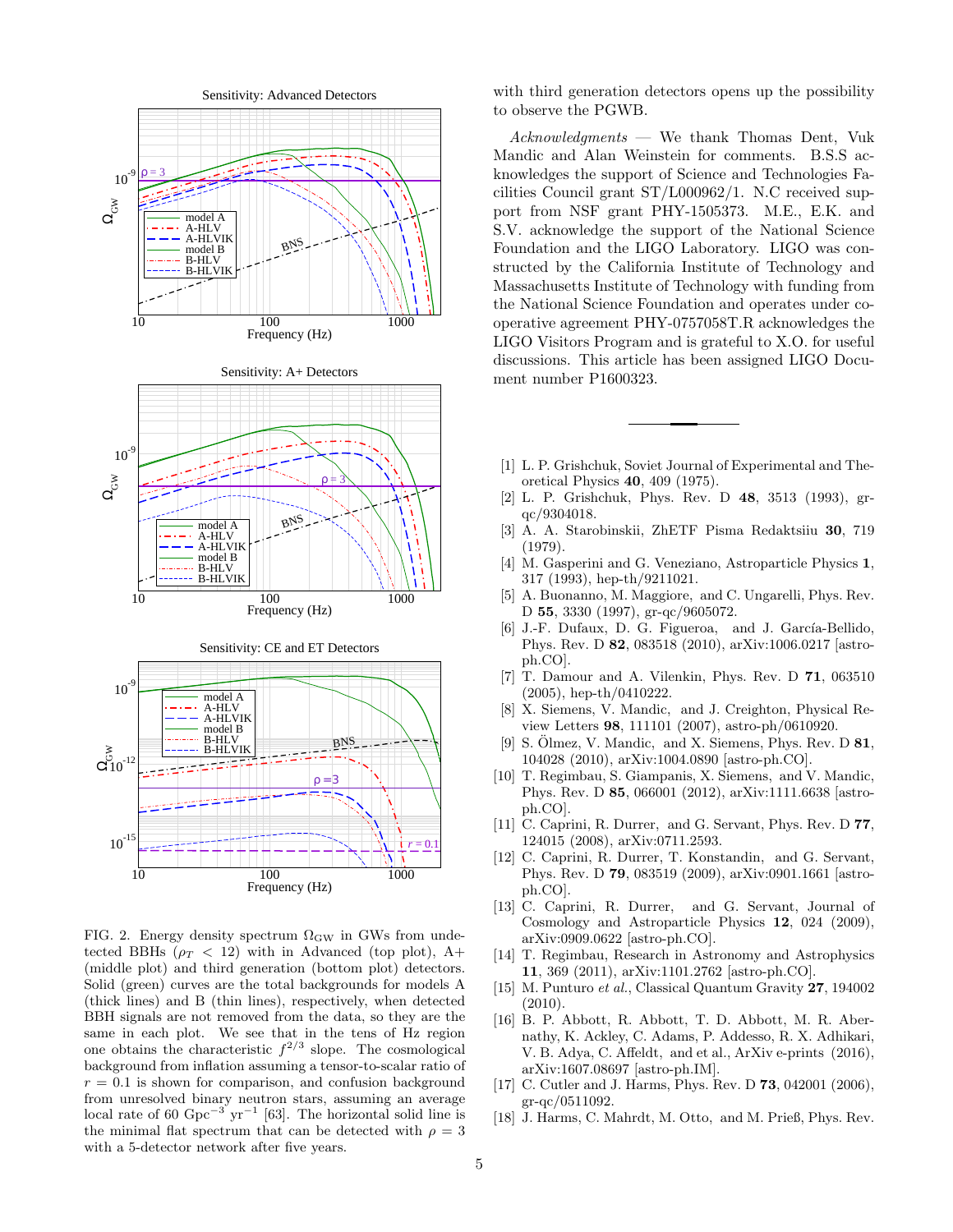FIG. 2. Energy density spectrum $\Omega_{\rm GW}$ in GWs from undetected BBHs ($\rho_T < 12$) with in Advanced (top plot), A+ (middle plot) and third generation (bottom plot) detectors. Solid (green) curves are the total backgrounds for models A (thick lines) and B (thin lines), respectively, when detected BBH signals are not removed from the data, so they are the same in each plot. We see that in the tens of Hz region one obtains the characteristic $f^{2/3}$ slope. The cosmological background from inflation assuming a tensor-to-scalar ratio of $r = 0.1$ is shown for comparison, and confusion background from unresolved binary neutron stars, assuming an average local rate of 60 $\text{Gpc}^{-3}$ $\text{yr}^{-1}$ [63]. The horizontal solid line is the minimal flat spectrum that can be detected with $\rho = 3$ with a 5-detector network after five years.

with third generation detectors opens up the possibility to observe the PGWB.

*Acknowledgments* — We thank Thomas Dent, Vuk Mandic and Alan Weinstein for comments. B.S.S acknowledges the support of Science and Technologies Facilities Council grant ST/L000962/1. N.C received support from NSF grant PHY-1505373. M.E., E.K. and S.V. acknowledge the support of the National Science Foundation and the LIGO Laboratory. LIGO was constructed by the California Institute of Technology and Massachusetts Institute of Technology with funding from the National Science Foundation and operates under cooperative agreement PHY-0757058T.R acknowledges the LIGO Visitors Program and is grateful to X.O. for useful discussions. This article has been assigned LIGO Document number P1600323.

---

[1] L. P. Grishchuk, Soviet Journal of Experimental and Theoretical Physics **40**, 409 (1975).

[2] L. P. Grishchuk, Phys. Rev. D **48**, 3513 (1993), gr-qc/9304018.

[3] A. A. Starobinskii, ZhETF Pisma Redaktsiiu **30**, 719 (1979).

[4] M. Gasperini and G. Veneziano, Astroparticle Physics **1**, 317 (1993), hep-th/9211021.

[5] A. Buonanno, M. Maggiore, and C. Ungarelli, Phys. Rev. D **55**, 3330 (1997), gr-qc/9605072.

[6] J.-F. Dufaux, D. G. Figueroa, and J. García-Bellido, Phys. Rev. D **82**, 083518 (2010), arXiv:1006.0217 [astro-ph.CO].

[7] T. Damour and A. Vilenkin, Phys. Rev. D **71**, 063510 (2005), hep-th/0410222.

[8] X. Siemens, V. Mandic, and J. Creighton, Physical Review Letters **98**, 111101 (2007), astro-ph/0610920.

[9] S. Ölmez, V. Mandic, and X. Siemens, Phys. Rev. D **81**, 104028 (2010), arXiv:1004.0890 [astro-ph.CO].

[10] T. Regimbau, S. Giampanis, X. Siemens, and V. Mandic, Phys. Rev. D **85**, 066001 (2012), arXiv:1111.6638 [astro-ph.CO].

[11] C. Caprini, R. Durrer, and G. Servant, Phys. Rev. D **77**, 124015 (2008), arXiv:0711.2593.

[12] C. Caprini, R. Durrer, T. Konstandin, and G. Servant, Phys. Rev. D **79**, 083519 (2009), arXiv:0901.1661 [astro-ph.CO].

[13] C. Caprini, R. Durrer, and G. Servant, Journal of Cosmology and Astroparticle Physics **12**, 024 (2009), arXiv:0909.0622 [astro-ph.CO].

[14] T. Regimbau, Research in Astronomy and Astrophysics **11**, 369 (2011), arXiv:1101.2762 [astro-ph.CO].

[15] M. Punturo *et al.*, Classical Quantum Gravity **27**, 194002 (2010).

[16] B. P. Abbott, R. Abbott, T. D. Abbott, M. R. Abernathy, K. Ackley, C. Adams, P. Addesso, R. X. Adhikari, V. B. Adya, C. Affeldt, and et al., ArXiv e-prints (2016), arXiv:1607.08697 [astro-ph.IM].

[17] C. Cutler and J. Harms, Phys. Rev. D **73**, 042001 (2006), gr-qc/0511092.

[18] J. Harms, C. Mahrdt, M. Otto, and M. Prieß, Phys. Rev.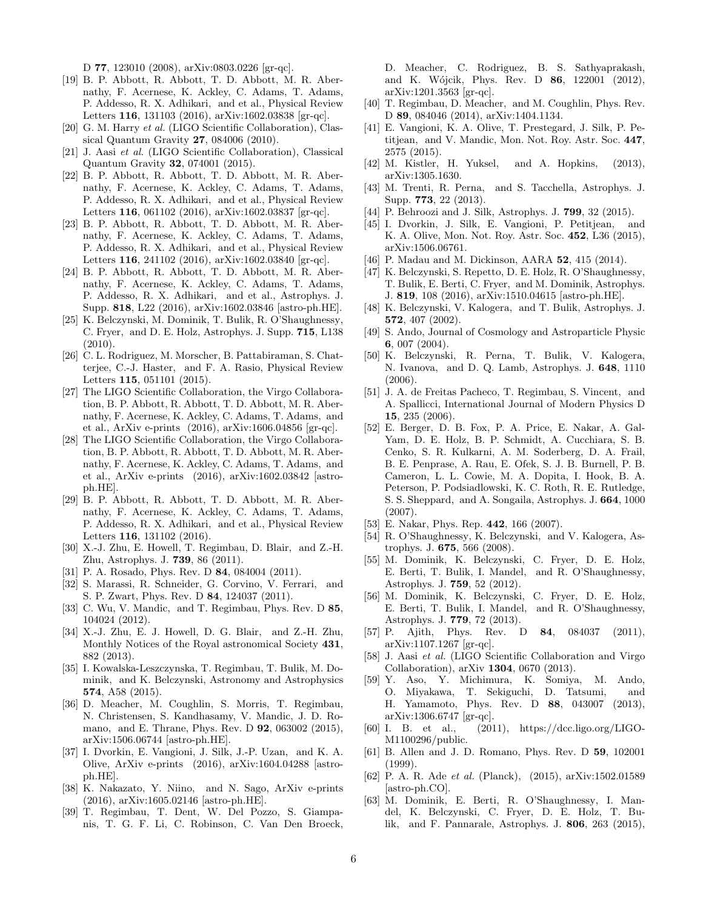D **77**, 123010 (2008), arXiv:0803.0226 [gr-qc].

[19] B. P. Abbott, R. Abbott, T. D. Abbott, M. R. Abernathy, F. Acernese, K. Ackley, C. Adams, T. Adams, P. Addesso, R. X. Adhikari, and et al., Physical Review Letters **116**, 131103 (2016), arXiv:1602.03838 [gr-qc].

[20] G. M. Harry *et al.* (LIGO Scientific Collaboration), Classical Quantum Gravity **27**, 084006 (2010).

[21] J. Aasi *et al.* (LIGO Scientific Collaboration), Classical Quantum Gravity **32**, 074001 (2015).

[22] B. P. Abbott, R. Abbott, T. D. Abbott, M. R. Abernathy, F. Acernese, K. Ackley, C. Adams, T. Adams, P. Addesso, R. X. Adhikari, and et al., Physical Review Letters **116**, 061102 (2016), arXiv:1602.03837 [gr-qc].

[23] B. P. Abbott, R. Abbott, T. D. Abbott, M. R. Abernathy, F. Acernese, K. Ackley, C. Adams, T. Adams, P. Addesso, R. X. Adhikari, and et al., Physical Review Letters **116**, 241102 (2016), arXiv:1602.03840 [gr-qc].

[24] B. P. Abbott, R. Abbott, T. D. Abbott, M. R. Abernathy, F. Acernese, K. Ackley, C. Adams, T. Adams, P. Addesso, R. X. Adhikari, and et al., Astrophys. J. Supp. **818**, L22 (2016), arXiv:1602.03846 [astro-ph.HE].

[25] K. Belczynski, M. Dominik, T. Bulik, R. O'Shaughnessy, C. Fryer, and D. E. Holz, Astrophys. J. Supp. **715**, L138 (2010).

[26] C. L. Rodriguez, M. Morscher, B. Pattabiraman, S. Chatterjee, C.-J. Haster, and F. A. Rasio, Physical Review Letters **115**, 051101 (2015).

[27] The LIGO Scientific Collaboration, the Virgo Collaboration, B. P. Abbott, R. Abbott, T. D. Abbott, M. R. Abernathy, F. Acernese, K. Ackley, C. Adams, T. Adams, and et al., ArXiv e-prints (2016), arXiv:1606.04856 [gr-qc].

[28] The LIGO Scientific Collaboration, the Virgo Collaboration, B. P. Abbott, R. Abbott, T. D. Abbott, M. R. Abernathy, F. Acernese, K. Ackley, C. Adams, T. Adams, and et al., ArXiv e-prints (2016), arXiv:1602.03842 [astro-ph.HE].

[29] B. P. Abbott, R. Abbott, T. D. Abbott, M. R. Abernathy, F. Acernese, K. Ackley, C. Adams, T. Adams, P. Addesso, R. X. Adhikari, and et al., Physical Review Letters **116**, 131102 (2016).

[30] X.-J. Zhu, E. Howell, T. Regimbau, D. Blair, and Z.-H. Zhu, Astrophys. J. **739**, 86 (2011).

[31] P. A. Rosado, Phys. Rev. D **84**, 084004 (2011).

[32] S. Marassi, R. Schneider, G. Corvino, V. Ferrari, and S. P. Zwart, Phys. Rev. D **84**, 124037 (2011).

[33] C. Wu, V. Mandic, and T. Regimbau, Phys. Rev. D **85**, 104024 (2012).

[34] X.-J. Zhu, E. J. Howell, D. G. Blair, and Z.-H. Zhu, Monthly Notices of the Royal astronomical Society **431**, 882 (2013).

[35] I. Kowalska-Leszczynska, T. Regimbau, T. Bulik, M. Dominik, and K. Belczynski, Astronomy and Astrophysics **574**, A58 (2015).

[36] D. Meacher, M. Coughlin, S. Morris, T. Regimbau, N. Christensen, S. Kandhasamy, V. Mandic, J. D. Romano, and E. Thrane, Phys. Rev. D **92**, 063002 (2015), arXiv:1506.06744 [astro-ph.HE].

[37] I. Dvorkin, E. Vangioni, J. Silk, J.-P. Uzan, and K. A. Olive, ArXiv e-prints (2016), arXiv:1604.04288 [astro-ph.HE].

[38] K. Nakazato, Y. Niino, and N. Sago, ArXiv e-prints (2016), arXiv:1605.02146 [astro-ph.HE].

[39] T. Regimbau, T. Dent, W. Del Pozzo, S. Giampanis, T. G. F. Li, C. Robinson, C. Van Den Broeck, D. Meacher, C. Rodriguez, B. S. Sathyaprakash, and K. Wójcik, Phys. Rev. D **86**, 122001 (2012), arXiv:1201.3563 [gr-qc].

[40] T. Regimbau, D. Meacher, and M. Coughlin, Phys. Rev. D **89**, 084046 (2014), arXiv:1404.1134.

[41] E. Vangioni, K. A. Olive, T. Prestegard, J. Silk, P. Petitjean, and V. Mandic, Mon. Not. Roy. Astr. Soc. **447**, 2575 (2015).

[42] M. Kistler, H. Yuksel, and A. Hopkins, (2013), arXiv:1305.1630.

[43] M. Trenti, R. Perna, and S. Tacchella, Astrophys. J. Supp. **773**, 22 (2013).

[44] P. Behroozi and J. Silk, Astrophys. J. **799**, 32 (2015).

[45] I. Dvorkin, J. Silk, E. Vangioni, P. Petitjean, and K. A. Olive, Mon. Not. Roy. Astr. Soc. **452**, L36 (2015), arXiv:1506.06761.

[46] P. Madau and M. Dickinson, AARA **52**, 415 (2014).

[47] K. Belczynski, S. Repetto, D. E. Holz, R. O'Shaughnessy, T. Bulik, E. Berti, C. Fryer, and M. Dominik, Astrophys. J. **819**, 108 (2016), arXiv:1510.04615 [astro-ph.HE].

[48] K. Belczynski, V. Kalogera, and T. Bulik, Astrophys. J. **572**, 407 (2002).

[49] S. Ando, Journal of Cosmology and Astroparticle Physic **6**, 007 (2004).

[50] K. Belczynski, R. Perna, T. Bulik, V. Kalogera, N. Ivanova, and D. Q. Lamb, Astrophys. J. **648**, 1110 (2006).

[51] J. A. de Freitas Pacheco, T. Regimbau, S. Vincent, and A. Spallicci, International Journal of Modern Physics D **15**, 235 (2006).

[52] E. Berger, D. B. Fox, P. A. Price, E. Nakar, A. Gal-Yam, D. E. Holz, B. P. Schmidt, A. Cucchiara, S. B. Cenko, S. R. Kulkarni, A. M. Soderberg, D. A. Frail, B. E. Penprase, A. Rau, E. Ofek, S. J. B. Burnell, P. B. Cameron, L. L. Cowie, M. A. Dopita, I. Hook, B. A. Peterson, P. Podsiadlowski, K. C. Roth, R. E. Rutledge, S. S. Sheppard, and A. Songaila, Astrophys. J. **664**, 1000 (2007).

[53] E. Nakar, Phys. Rep. **442**, 166 (2007).

[54] R. O'Shaughnessy, K. Belczynski, and V. Kalogera, Astrophys. J. **675**, 566 (2008).

[55] M. Dominik, K. Belczynski, C. Fryer, D. E. Holz, E. Berti, T. Bulik, I. Mandel, and R. O'Shaughnessy, Astrophys. J. **759**, 52 (2012).

[56] M. Dominik, K. Belczynski, C. Fryer, D. E. Holz, E. Berti, T. Bulik, I. Mandel, and R. O'Shaughnessy, Astrophys. J. **779**, 72 (2013).

[57] P. Ajith, Phys. Rev. D **84**, 084037 (2011), arXiv:1107.1267 [gr-qc].

[58] J. Aasi *et al.* (LIGO Scientific Collaboration and Virgo Collaboration), arXiv **1304**, 0670 (2013).

[59] Y. Aso, Y. Michimura, K. Somiya, M. Ando, O. Miyakawa, T. Sekiguchi, D. Tatsumi, and H. Yamamoto, Phys. Rev. D **88**, 043007 (2013), arXiv:1306.6747 [gr-qc].

[60] I. B. et al., (2011), https://dcc.ligo.org/LIGO-M1100296/public.

[61] B. Allen and J. D. Romano, Phys. Rev. D **59**, 102001 (1999).

[62] P. A. R. Ade *et al.* (Planck), (2015), arXiv:1502.01589 [astro-ph.CO].

[63] M. Dominik, E. Berti, R. O'Shaughnessy, I. Mandel, K. Belczynski, C. Fryer, D. E. Holz, T. Bulik, and F. Pannarale, Astrophys. J. **806**, 263 (2015),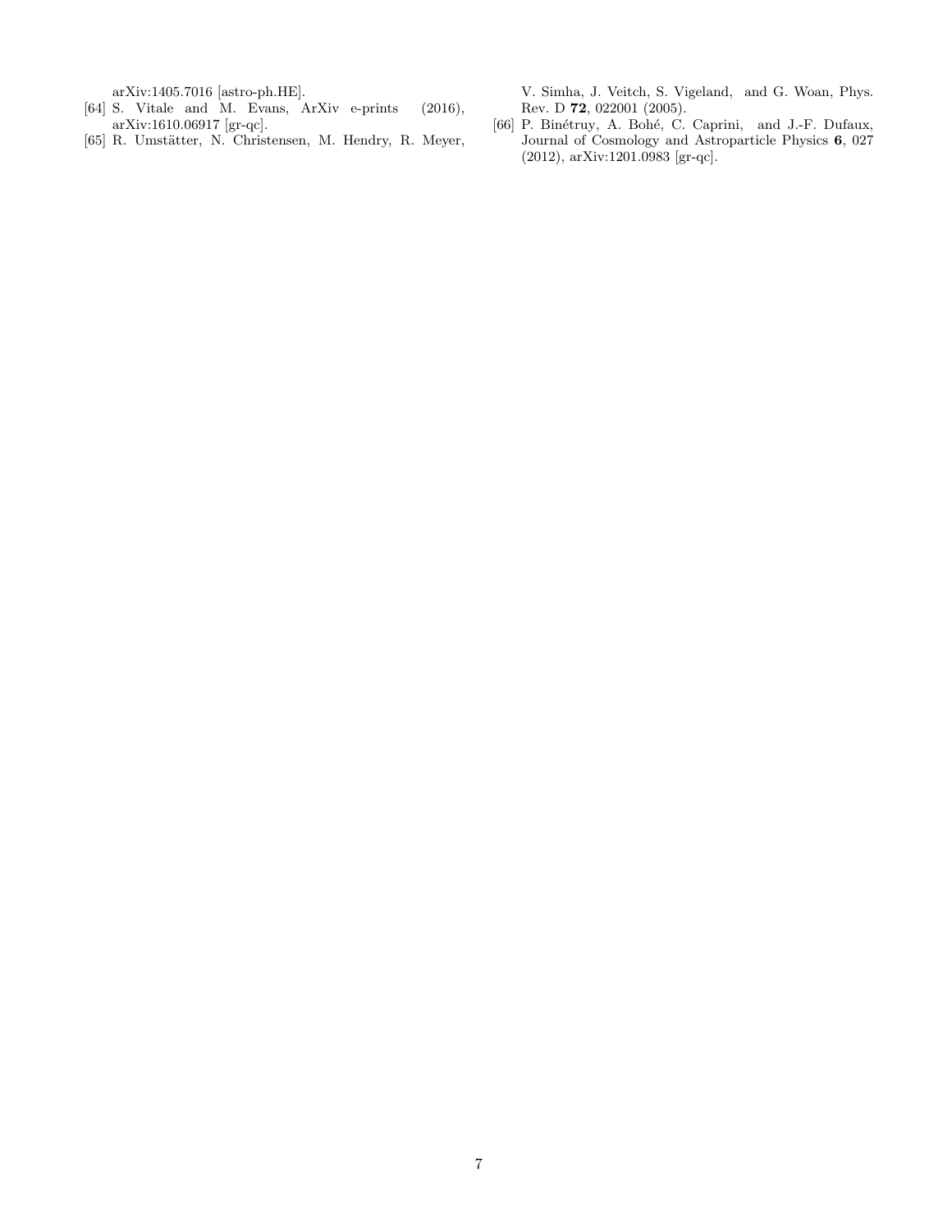arXiv:1405.7016 [astro-ph.HE].

[64] S. Vitale and M. Evans, ArXiv e-prints (2016), arXiv:1610.06917 [gr-qc].

[65] R. Umstätter, N. Christensen, M. Hendry, R. Meyer, V. Simha, J. Veitch, S. Vigeland, and G. Woan, Phys. Rev. D **72**, 022001 (2005).

[66] P. Binétruy, A. Bohé, C. Caprini, and J.-F. Dufaux, Journal of Cosmology and Astroparticle Physics **6**, 027 (2012), arXiv:1201.0983 [gr-qc].